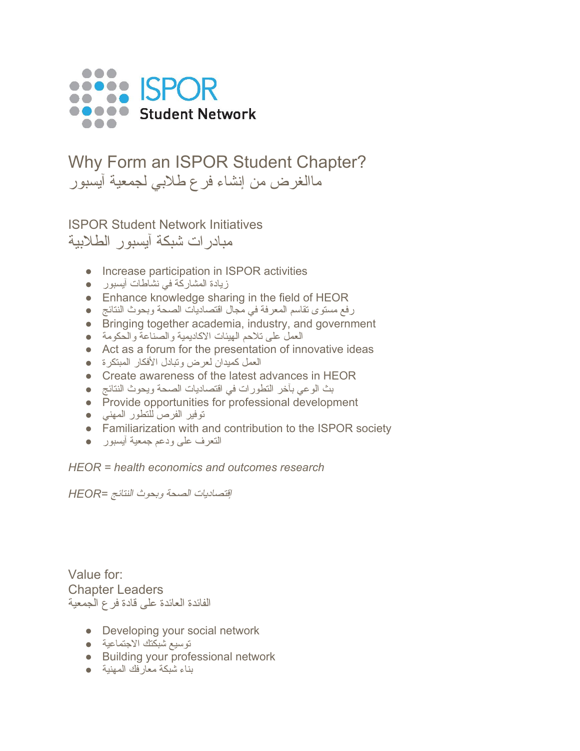ISPOR Student Network

# Why Form an ISPOR Student Chapter?
# ماالغرض من إنشاء فرع طلابي لجمعية آيسبور

## ISPOR Student Network Initiatives
## مبادرات شبكة آيسبور الطلابية

- Increase participation in ISPOR activities
- زيادة المشاركة في نشاطات آيسبور
- Enhance knowledge sharing in the field of HEOR
- رفع مستوى تقاسم المعرفة في مجال اقتصاديات الصحة وبحوث النتائج
- Bringing together academia, industry, and government
- العمل على تلاحم الهيئات الاكاديمية والصناعة والحكومة
- Act as a forum for the presentation of innovative ideas
- العمل كميدان لعرض وتبادل الأفكار المبتكرة
- Create awareness of the latest advances in HEOR
- بث الوعي بآخر التطورات في اقتصاديات الصحة وبحوث النتائج
- Provide opportunities for professional development
- توفير الفرص للتطور المهني
- Familiarization with and contribution to the ISPOR society
- التعرف على ودعم جمعية آيسبور

*HEOR = health economics and outcomes research*

*HEOR= إقتصاديات الصحة وبحوث النتائج*

Value for:
Chapter Leaders
الفائدة العائدة على قادة فرع الجمعية

- Developing your social network
- توسيع شبكتك الاجتماعية
- Building your professional network
- بناء شبكة معارفك المهنية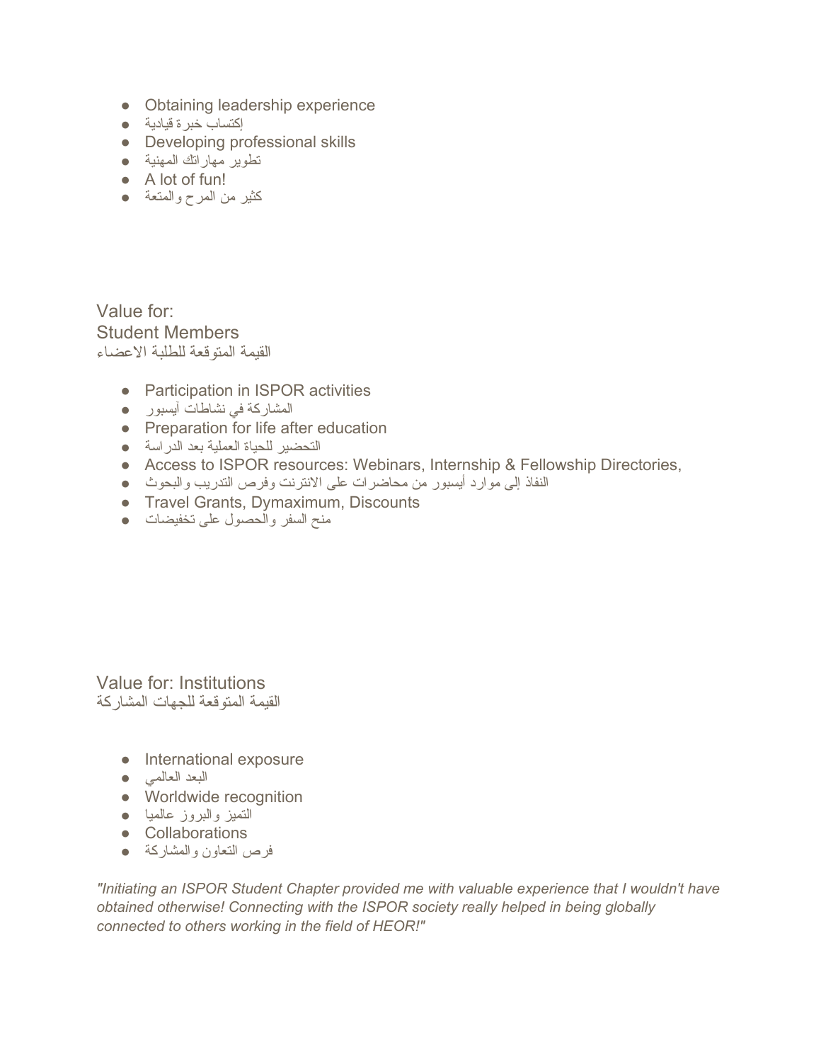- Obtaining leadership experience
- إكتساب خبرة قيادية
- Developing professional skills
- تطوير مهاراتك المهنية
- A lot of fun!
- كثير من المرح والمتعة

Value for:
Student Members
القيمة المتوقعة للطلبة الاعضاء

- Participation in ISPOR activities
- المشاركة في نشاطات آيسبور
- Preparation for life after education
- التحضير للحياة العملية بعد الدراسة
- Access to ISPOR resources: Webinars, Internship & Fellowship Directories,
- النفاذ إلى موارد أيسبور من محاضرات على الانترنت وفرص التدريب والبحوث
- Travel Grants, Dymaximum, Discounts
- منح السفر والحصول على تخفيضات

Value for: Institutions
القيمة المتوقعة للجهات المشاركة

- International exposure
- البعد العالمي
- Worldwide recognition
- التميز والبروز عالميا
- Collaborations
- فرص التعاون والمشاركة

*"Initiating an ISPOR Student Chapter provided me with valuable experience that I wouldn't have obtained otherwise! Connecting with the ISPOR society really helped in being globally connected to others working in the field of HEOR!"*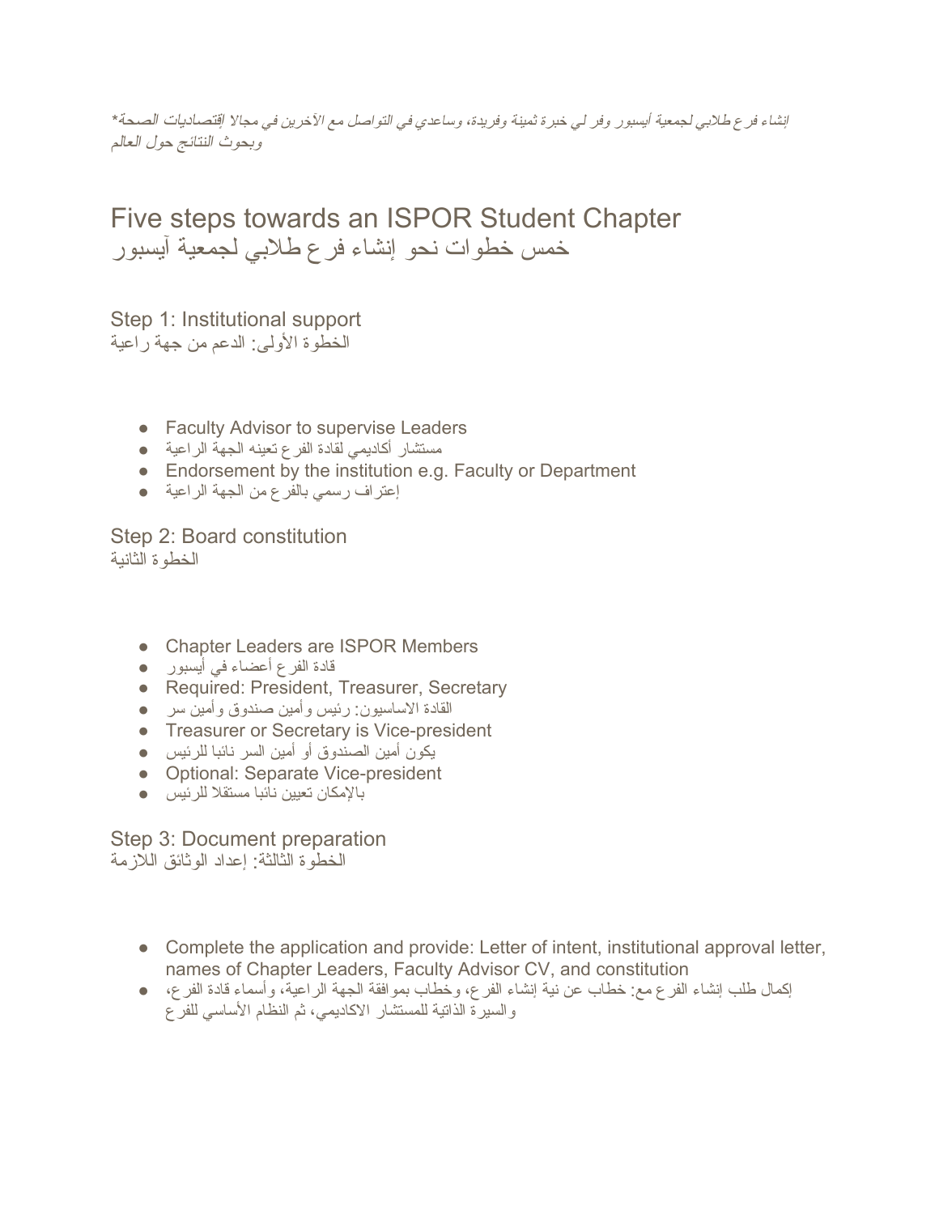*إنشاء فرع طلابي لجمعية أيسبور وفر لي خبرة ثمينة وفريدة، وساعدي في التواصل مع الآخرين في مجالا إقتصاديات الصحة وبحوث النتائج حول العالم*

# Five steps towards an ISPOR Student Chapter
# خمس خطوات نحو إنشاء فرع طلابي لجمعية آيسبور

## Step 1: Institutional support
## الخطوة الأولى: الدعم من جهة راعية

- Faculty Advisor to supervise Leaders
- مستشار أكاديمي لقادة الفرع تعينه الجهة الراعية
- Endorsement by the institution e.g. Faculty or Department
- إعتراف رسمي بالفرع من الجهة الراعية

## Step 2: Board constitution
## الخطوة الثانية

- Chapter Leaders are ISPOR Members
- قادة الفرع أعضاء في أيسبور
- Required: President, Treasurer, Secretary
- القادة الاساسيون: رئيس وأمين صندوق وأمين سر
- Treasurer or Secretary is Vice-president
- يكون أمين الصندوق أو أمين السر نائبا للرئيس
- Optional: Separate Vice-president
- بالإمكان تعيين نائبا مستقلا للرئيس

## Step 3: Document preparation
## الخطوة الثالثة: إعداد الوثائق اللازمة

- Complete the application and provide: Letter of intent, institutional approval letter, names of Chapter Leaders, Faculty Advisor CV, and constitution
- إكمال طلب إنشاء الفرع مع: خطاب عن نية إنشاء الفرع، وخطاب بموافقة الجهة الراعية، وأسماء قادة الفرع، والسيرة الذاتية للمستشار الاكاديمي، ثم النظام الأساسي للفرع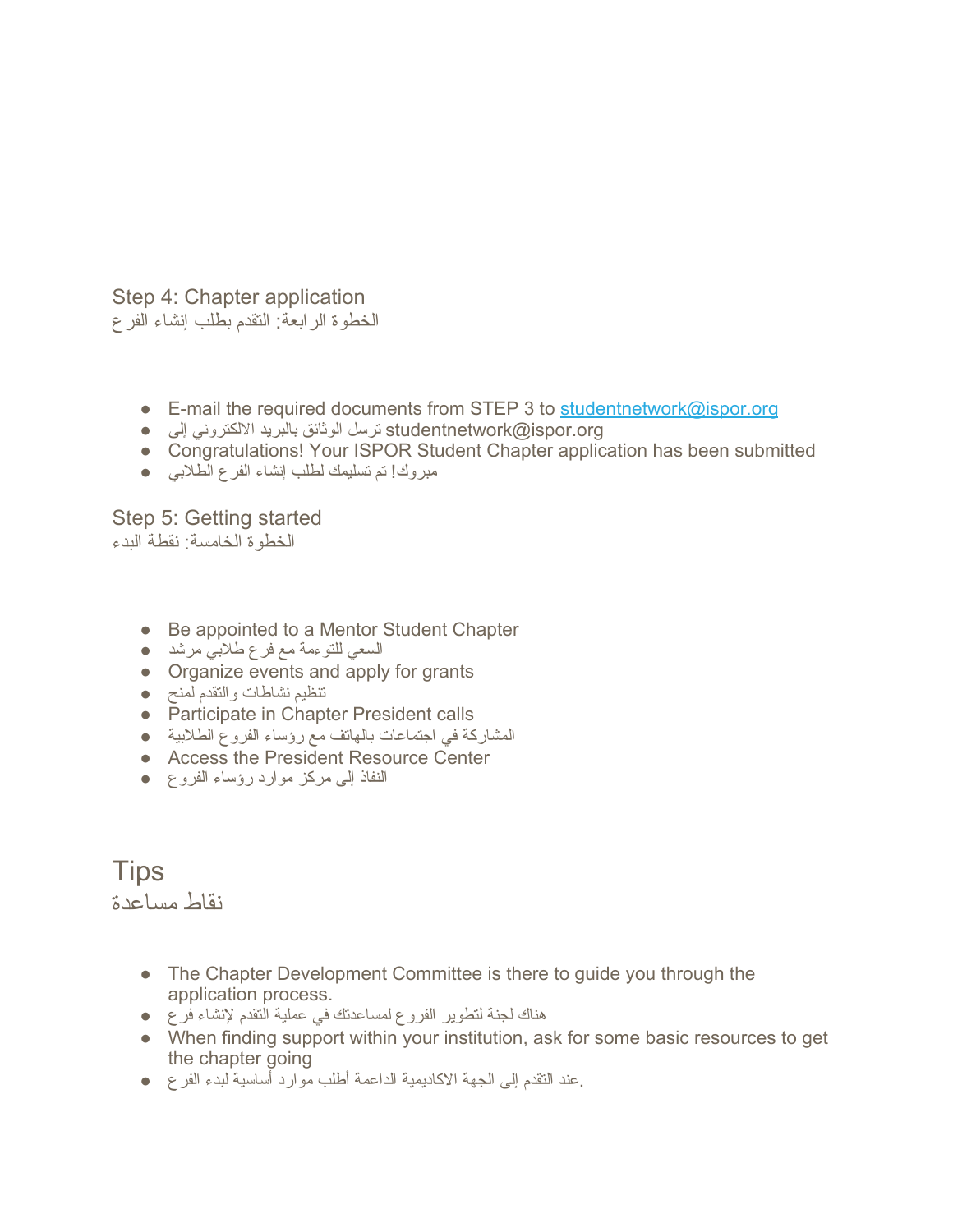## Step 4: Chapter application
## الخطوة الرابعة: التقدم بطلب إنشاء الفرع

- E-mail the required documents from STEP 3 to studentnetwork@ispor.org
- ترسل الوثائق بالبريد الالكتروني إلى studentnetwork@ispor.org
- Congratulations! Your ISPOR Student Chapter application has been submitted
- مبروك! تم تسليمك لطلب إنشاء الفرع الطلابي

## Step 5: Getting started
## الخطوة الخامسة: نقطة البدء

- Be appointed to a Mentor Student Chapter
- السعي للتوءمة مع فرع طلابي مرشد
- Organize events and apply for grants
- تنظيم نشاطات والتقدم لمنح
- Participate in Chapter President calls
- المشاركة في اجتماعات بالهاتف مع رؤساء الفروع الطلابية
- Access the President Resource Center
- النفاذ إلى مركز موارد رؤساء الفروع

# Tips
# نقاط مساعدة

- The Chapter Development Committee is there to guide you through the application process.
- هناك لجنة لتطوير الفروع لمساعدتك في عملية التقدم لإنشاء فرع
- When finding support within your institution, ask for some basic resources to get the chapter going
- عند التقدم إلى الجهة الاكاديمية الداعمة أطلب موارد أساسية لبدء الفرع.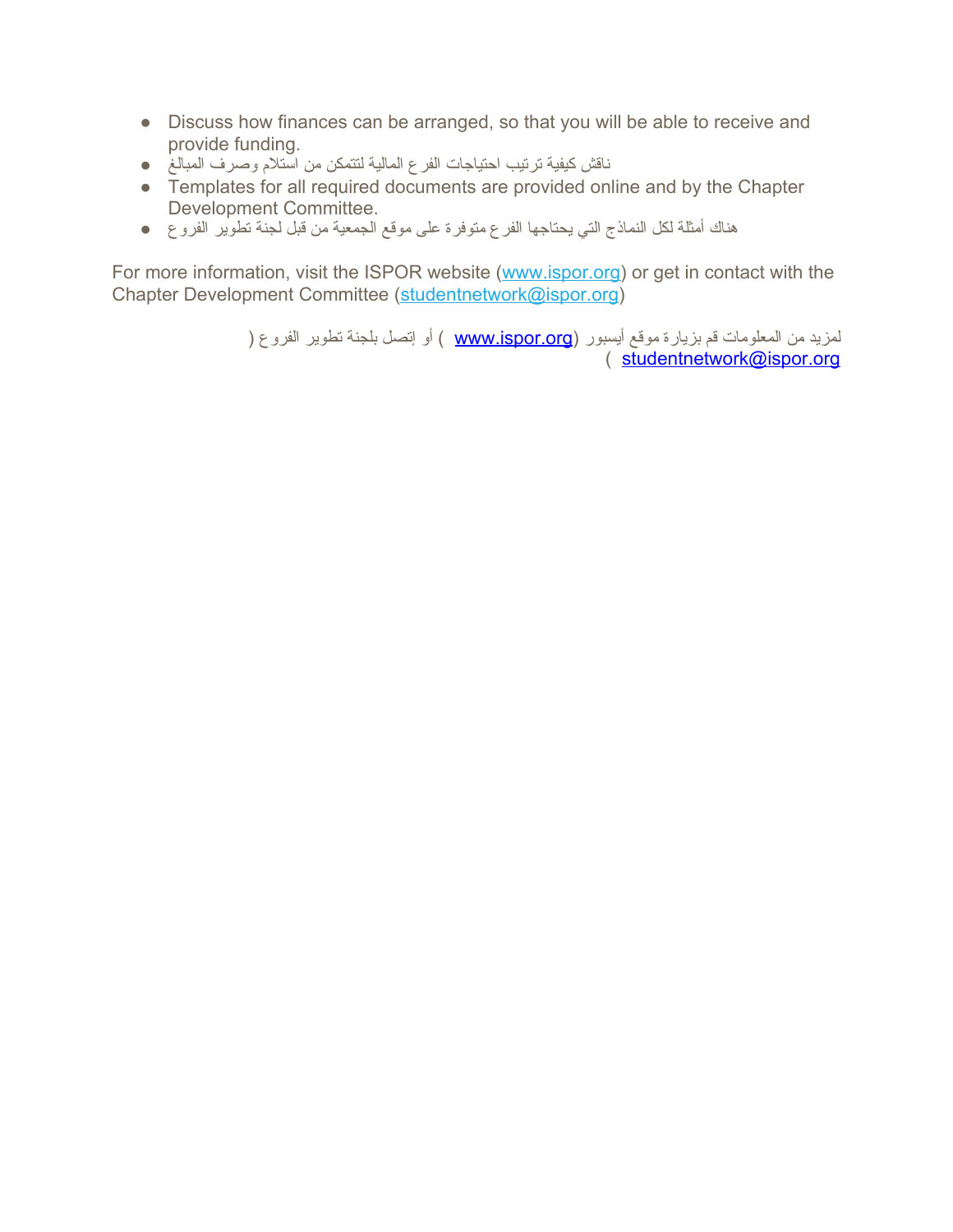- Discuss how finances can be arranged, so that you will be able to receive and provide funding.
- ناقش كيفية ترتيب احتياجات الفرع المالية لتتمكن من استلام وصرف المبالغ
- Templates for all required documents are provided online and by the Chapter Development Committee.
- هناك أمثلة لكل النماذج التي يحتاجها الفرع متوفرة على موقع الجمعية من قبل لجنة تطوير الفروع

For more information, visit the ISPOR website (www.ispor.org) or get in contact with the Chapter Development Committee (studentnetwork@ispor.org)

لمزيد من المعلومات قم بزيارة موقع أيسبور (www.ispor.org) أو إتصل بلجنة تطوير الفروع (studentnetwork@ispor.org)